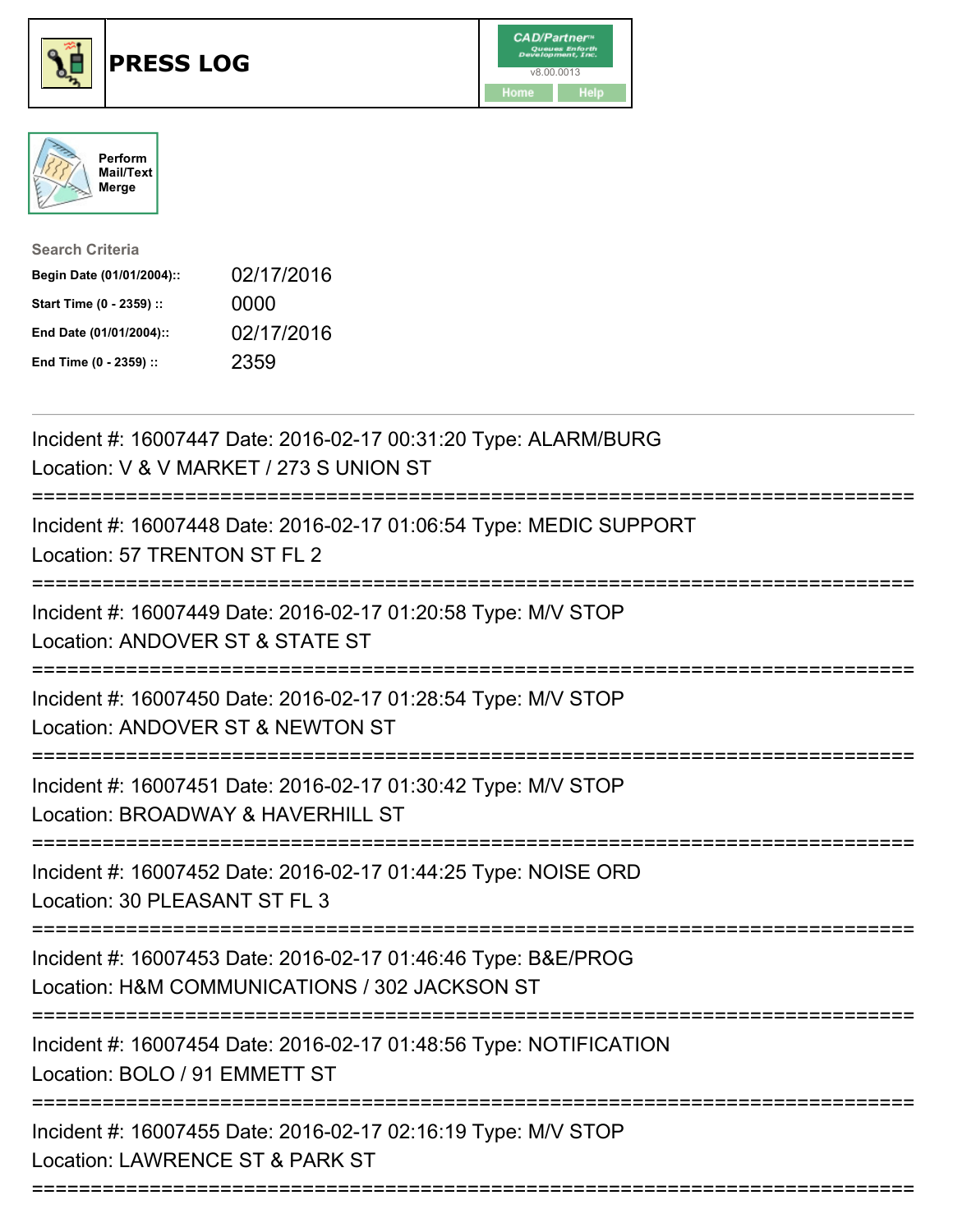# PRESS LOG

CAD/Partner v8.00.0013

Home Help

Perform Mail/Text Merge

Search Criteria

| | |
|---|---|
| **Begin Date (01/01/2004)::** | 02/17/2016 |
| **Start Time (0 - 2359) ::** | 0000 |
| **End Date (01/01/2004)::** | 02/17/2016 |
| **End Time (0 - 2359) ::** | 2359 |

Incident #: 16007447 Date: 2016-02-17 00:31:20 Type: ALARM/BURG
Location: V & V MARKET / 273 S UNION ST

===========================================================================

Incident #: 16007448 Date: 2016-02-17 01:06:54 Type: MEDIC SUPPORT
Location: 57 TRENTON ST FL 2

===========================================================================

Incident #: 16007449 Date: 2016-02-17 01:20:58 Type: M/V STOP
Location: ANDOVER ST & STATE ST

===========================================================================

Incident #: 16007450 Date: 2016-02-17 01:28:54 Type: M/V STOP
Location: ANDOVER ST & NEWTON ST

===========================================================================

Incident #: 16007451 Date: 2016-02-17 01:30:42 Type: M/V STOP
Location: BROADWAY & HAVERHILL ST

===========================================================================

Incident #: 16007452 Date: 2016-02-17 01:44:25 Type: NOISE ORD
Location: 30 PLEASANT ST FL 3

===========================================================================

Incident #: 16007453 Date: 2016-02-17 01:46:46 Type: B&E/PROG
Location: H&M COMMUNICATIONS / 302 JACKSON ST

===========================================================================

Incident #: 16007454 Date: 2016-02-17 01:48:56 Type: NOTIFICATION
Location: BOLO / 91 EMMETT ST

===========================================================================

Incident #: 16007455 Date: 2016-02-17 02:16:19 Type: M/V STOP
Location: LAWRENCE ST & PARK ST

===========================================================================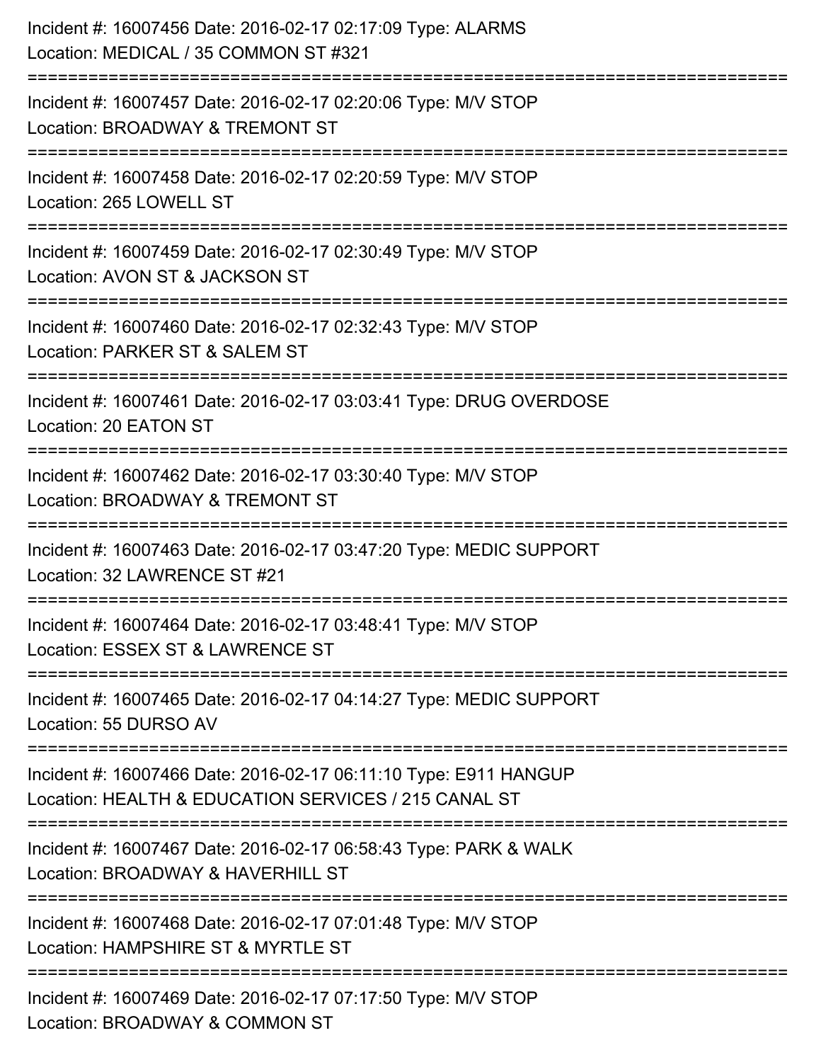Incident #: 16007456 Date: 2016-02-17 02:17:09 Type: ALARMS
Location: MEDICAL / 35 COMMON ST #321

===========================================================================

Incident #: 16007457 Date: 2016-02-17 02:20:06 Type: M/V STOP
Location: BROADWAY & TREMONT ST

===========================================================================

Incident #: 16007458 Date: 2016-02-17 02:20:59 Type: M/V STOP
Location: 265 LOWELL ST

===========================================================================

Incident #: 16007459 Date: 2016-02-17 02:30:49 Type: M/V STOP
Location: AVON ST & JACKSON ST

===========================================================================

Incident #: 16007460 Date: 2016-02-17 02:32:43 Type: M/V STOP
Location: PARKER ST & SALEM ST

===========================================================================

Incident #: 16007461 Date: 2016-02-17 03:03:41 Type: DRUG OVERDOSE
Location: 20 EATON ST

===========================================================================

Incident #: 16007462 Date: 2016-02-17 03:30:40 Type: M/V STOP
Location: BROADWAY & TREMONT ST

===========================================================================

Incident #: 16007463 Date: 2016-02-17 03:47:20 Type: MEDIC SUPPORT
Location: 32 LAWRENCE ST #21

===========================================================================

Incident #: 16007464 Date: 2016-02-17 03:48:41 Type: M/V STOP
Location: ESSEX ST & LAWRENCE ST

===========================================================================

Incident #: 16007465 Date: 2016-02-17 04:14:27 Type: MEDIC SUPPORT
Location: 55 DURSO AV

===========================================================================

Incident #: 16007466 Date: 2016-02-17 06:11:10 Type: E911 HANGUP
Location: HEALTH & EDUCATION SERVICES / 215 CANAL ST

===========================================================================

Incident #: 16007467 Date: 2016-02-17 06:58:43 Type: PARK & WALK
Location: BROADWAY & HAVERHILL ST

===========================================================================

Incident #: 16007468 Date: 2016-02-17 07:01:48 Type: M/V STOP
Location: HAMPSHIRE ST & MYRTLE ST

===========================================================================

Incident #: 16007469 Date: 2016-02-17 07:17:50 Type: M/V STOP
Location: BROADWAY & COMMON ST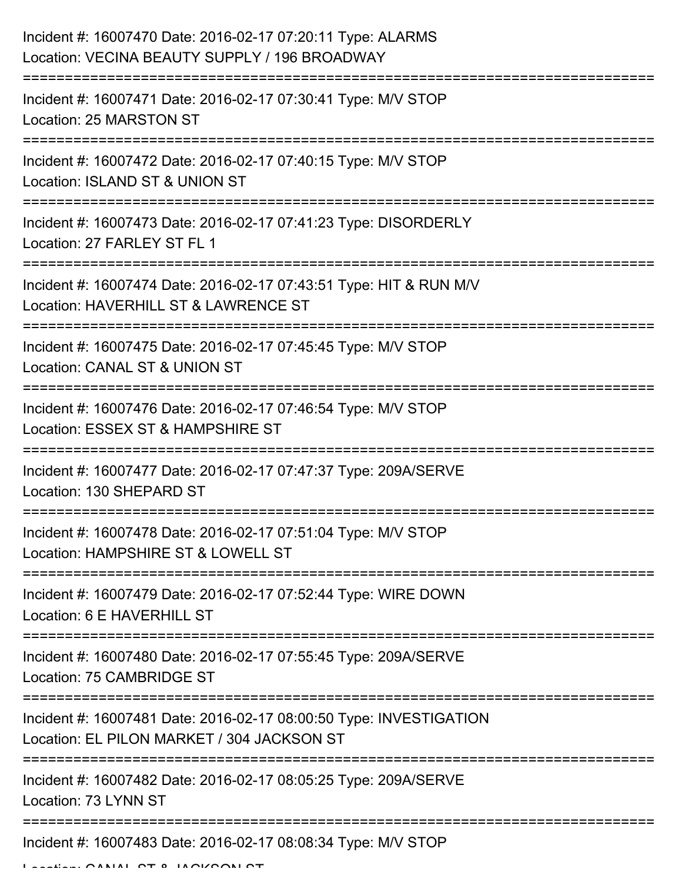Incident #: 16007470 Date: 2016-02-17 07:20:11 Type: ALARMS
Location: VECINA BEAUTY SUPPLY / 196 BROADWAY

===========================================================================

Incident #: 16007471 Date: 2016-02-17 07:30:41 Type: M/V STOP
Location: 25 MARSTON ST

===========================================================================

Incident #: 16007472 Date: 2016-02-17 07:40:15 Type: M/V STOP
Location: ISLAND ST & UNION ST

===========================================================================

Incident #: 16007473 Date: 2016-02-17 07:41:23 Type: DISORDERLY
Location: 27 FARLEY ST FL 1

===========================================================================

Incident #: 16007474 Date: 2016-02-17 07:43:51 Type: HIT & RUN M/V
Location: HAVERHILL ST & LAWRENCE ST

===========================================================================

Incident #: 16007475 Date: 2016-02-17 07:45:45 Type: M/V STOP
Location: CANAL ST & UNION ST

===========================================================================

Incident #: 16007476 Date: 2016-02-17 07:46:54 Type: M/V STOP
Location: ESSEX ST & HAMPSHIRE ST

===========================================================================

Incident #: 16007477 Date: 2016-02-17 07:47:37 Type: 209A/SERVE
Location: 130 SHEPARD ST

===========================================================================

Incident #: 16007478 Date: 2016-02-17 07:51:04 Type: M/V STOP
Location: HAMPSHIRE ST & LOWELL ST

===========================================================================

Incident #: 16007479 Date: 2016-02-17 07:52:44 Type: WIRE DOWN
Location: 6 E HAVERHILL ST

===========================================================================

Incident #: 16007480 Date: 2016-02-17 07:55:45 Type: 209A/SERVE
Location: 75 CAMBRIDGE ST

===========================================================================

Incident #: 16007481 Date: 2016-02-17 08:00:50 Type: INVESTIGATION
Location: EL PILON MARKET / 304 JACKSON ST

===========================================================================

Incident #: 16007482 Date: 2016-02-17 08:05:25 Type: 209A/SERVE
Location: 73 LYNN ST

===========================================================================

Incident #: 16007483 Date: 2016-02-17 08:08:34 Type: M/V STOP
Location: CANAL ST & JACKSON ST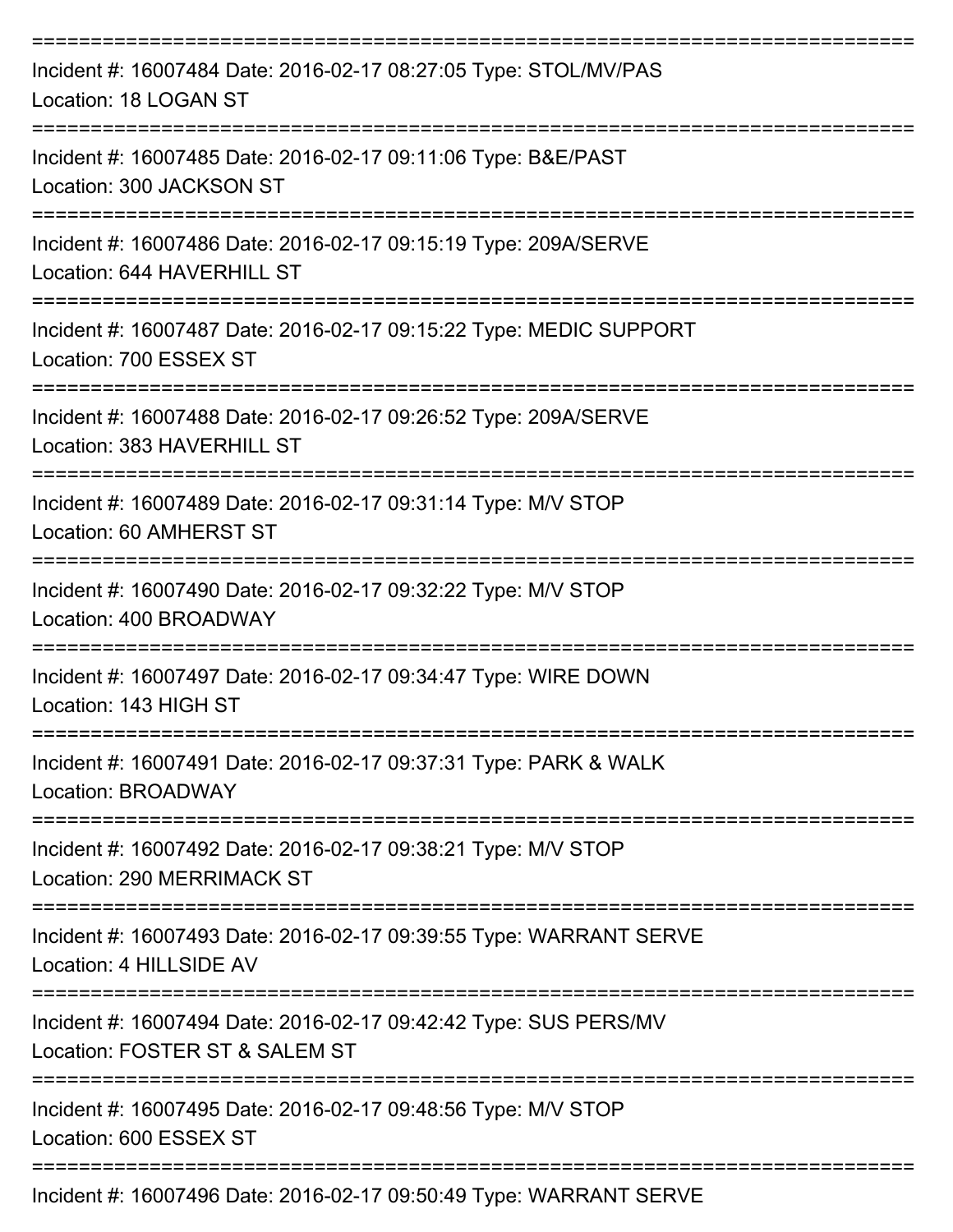===========================================================================

Incident #: 16007484 Date: 2016-02-17 08:27:05 Type: STOL/MV/PAS
Location: 18 LOGAN ST

===========================================================================

Incident #: 16007485 Date: 2016-02-17 09:11:06 Type: B&E/PAST
Location: 300 JACKSON ST

===========================================================================

Incident #: 16007486 Date: 2016-02-17 09:15:19 Type: 209A/SERVE
Location: 644 HAVERHILL ST

===========================================================================

Incident #: 16007487 Date: 2016-02-17 09:15:22 Type: MEDIC SUPPORT
Location: 700 ESSEX ST

===========================================================================

Incident #: 16007488 Date: 2016-02-17 09:26:52 Type: 209A/SERVE
Location: 383 HAVERHILL ST

===========================================================================

Incident #: 16007489 Date: 2016-02-17 09:31:14 Type: M/V STOP
Location: 60 AMHERST ST

===========================================================================

Incident #: 16007490 Date: 2016-02-17 09:32:22 Type: M/V STOP
Location: 400 BROADWAY

===========================================================================

Incident #: 16007497 Date: 2016-02-17 09:34:47 Type: WIRE DOWN
Location: 143 HIGH ST

===========================================================================

Incident #: 16007491 Date: 2016-02-17 09:37:31 Type: PARK & WALK
Location: BROADWAY

===========================================================================

Incident #: 16007492 Date: 2016-02-17 09:38:21 Type: M/V STOP
Location: 290 MERRIMACK ST

===========================================================================

Incident #: 16007493 Date: 2016-02-17 09:39:55 Type: WARRANT SERVE
Location: 4 HILLSIDE AV

===========================================================================

Incident #: 16007494 Date: 2016-02-17 09:42:42 Type: SUS PERS/MV
Location: FOSTER ST & SALEM ST

===========================================================================

Incident #: 16007495 Date: 2016-02-17 09:48:56 Type: M/V STOP
Location: 600 ESSEX ST

===========================================================================

Incident #: 16007496 Date: 2016-02-17 09:50:49 Type: WARRANT SERVE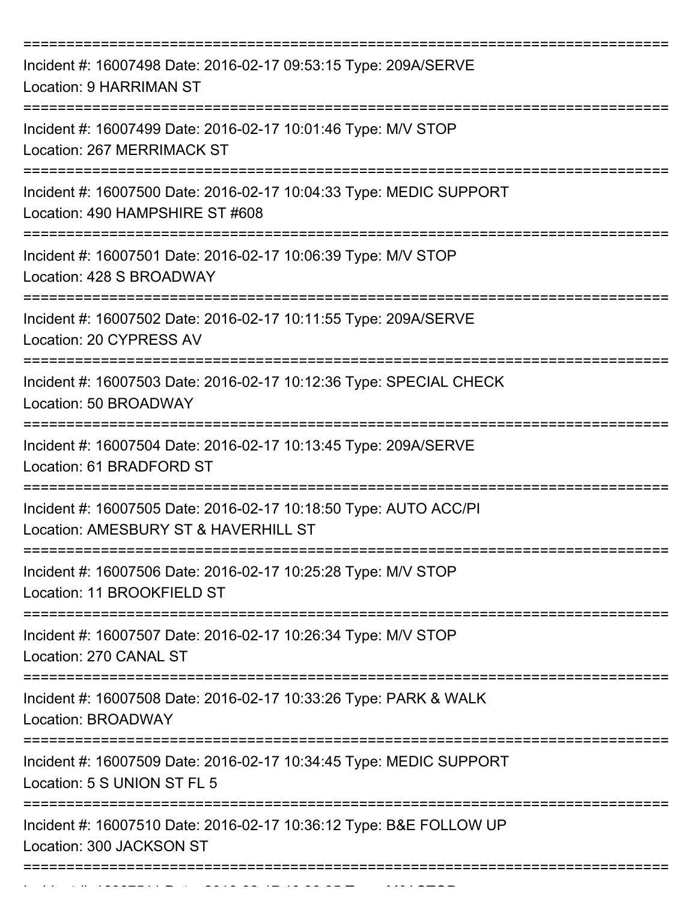===========================================================================

Incident #: 16007498 Date: 2016-02-17 09:53:15 Type: 209A/SERVE
Location: 9 HARRIMAN ST

===========================================================================

Incident #: 16007499 Date: 2016-02-17 10:01:46 Type: M/V STOP
Location: 267 MERRIMACK ST

===========================================================================

Incident #: 16007500 Date: 2016-02-17 10:04:33 Type: MEDIC SUPPORT
Location: 490 HAMPSHIRE ST #608

===========================================================================

Incident #: 16007501 Date: 2016-02-17 10:06:39 Type: M/V STOP
Location: 428 S BROADWAY

===========================================================================

Incident #: 16007502 Date: 2016-02-17 10:11:55 Type: 209A/SERVE
Location: 20 CYPRESS AV

===========================================================================

Incident #: 16007503 Date: 2016-02-17 10:12:36 Type: SPECIAL CHECK
Location: 50 BROADWAY

===========================================================================

Incident #: 16007504 Date: 2016-02-17 10:13:45 Type: 209A/SERVE
Location: 61 BRADFORD ST

===========================================================================

Incident #: 16007505 Date: 2016-02-17 10:18:50 Type: AUTO ACC/PI
Location: AMESBURY ST & HAVERHILL ST

===========================================================================

Incident #: 16007506 Date: 2016-02-17 10:25:28 Type: M/V STOP
Location: 11 BROOKFIELD ST

===========================================================================

Incident #: 16007507 Date: 2016-02-17 10:26:34 Type: M/V STOP
Location: 270 CANAL ST

===========================================================================

Incident #: 16007508 Date: 2016-02-17 10:33:26 Type: PARK & WALK
Location: BROADWAY

===========================================================================

Incident #: 16007509 Date: 2016-02-17 10:34:45 Type: MEDIC SUPPORT
Location: 5 S UNION ST FL 5

===========================================================================

Incident #: 16007510 Date: 2016-02-17 10:36:12 Type: B&E FOLLOW UP
Location: 300 JACKSON ST

===========================================================================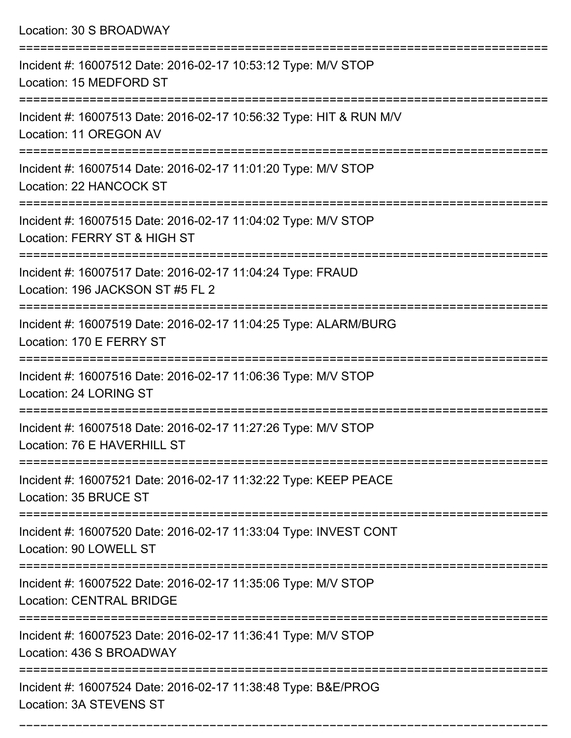Location: 30 S BROADWAY

===========================================================================

Incident #: 16007512 Date: 2016-02-17 10:53:12 Type: M/V STOP
Location: 15 MEDFORD ST

===========================================================================

Incident #: 16007513 Date: 2016-02-17 10:56:32 Type: HIT & RUN M/V
Location: 11 OREGON AV

===========================================================================

Incident #: 16007514 Date: 2016-02-17 11:01:20 Type: M/V STOP
Location: 22 HANCOCK ST

===========================================================================

Incident #: 16007515 Date: 2016-02-17 11:04:02 Type: M/V STOP
Location: FERRY ST & HIGH ST

===========================================================================

Incident #: 16007517 Date: 2016-02-17 11:04:24 Type: FRAUD
Location: 196 JACKSON ST #5 FL 2

===========================================================================

Incident #: 16007519 Date: 2016-02-17 11:04:25 Type: ALARM/BURG
Location: 170 E FERRY ST

===========================================================================

Incident #: 16007516 Date: 2016-02-17 11:06:36 Type: M/V STOP
Location: 24 LORING ST

===========================================================================

Incident #: 16007518 Date: 2016-02-17 11:27:26 Type: M/V STOP
Location: 76 E HAVERHILL ST

===========================================================================

Incident #: 16007521 Date: 2016-02-17 11:32:22 Type: KEEP PEACE
Location: 35 BRUCE ST

===========================================================================

Incident #: 16007520 Date: 2016-02-17 11:33:04 Type: INVEST CONT
Location: 90 LOWELL ST

===========================================================================

Incident #: 16007522 Date: 2016-02-17 11:35:06 Type: M/V STOP
Location: CENTRAL BRIDGE

===========================================================================

Incident #: 16007523 Date: 2016-02-17 11:36:41 Type: M/V STOP
Location: 436 S BROADWAY

===========================================================================

Incident #: 16007524 Date: 2016-02-17 11:38:48 Type: B&E/PROG
Location: 3A STEVENS ST

===========================================================================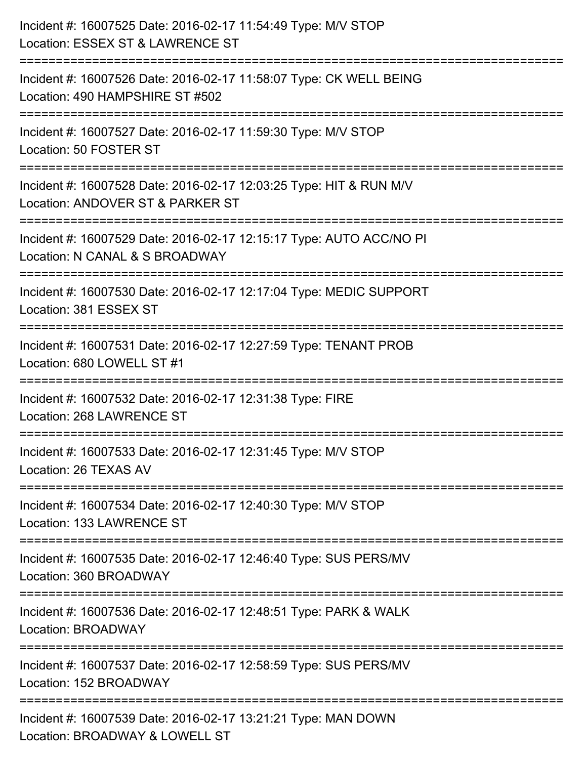Incident #: 16007525 Date: 2016-02-17 11:54:49 Type: M/V STOP
Location: ESSEX ST & LAWRENCE ST

===========================================================================

Incident #: 16007526 Date: 2016-02-17 11:58:07 Type: CK WELL BEING
Location: 490 HAMPSHIRE ST #502

===========================================================================

Incident #: 16007527 Date: 2016-02-17 11:59:30 Type: M/V STOP
Location: 50 FOSTER ST

===========================================================================

Incident #: 16007528 Date: 2016-02-17 12:03:25 Type: HIT & RUN M/V
Location: ANDOVER ST & PARKER ST

===========================================================================

Incident #: 16007529 Date: 2016-02-17 12:15:17 Type: AUTO ACC/NO PI
Location: N CANAL & S BROADWAY

===========================================================================

Incident #: 16007530 Date: 2016-02-17 12:17:04 Type: MEDIC SUPPORT
Location: 381 ESSEX ST

===========================================================================

Incident #: 16007531 Date: 2016-02-17 12:27:59 Type: TENANT PROB
Location: 680 LOWELL ST #1

===========================================================================

Incident #: 16007532 Date: 2016-02-17 12:31:38 Type: FIRE
Location: 268 LAWRENCE ST

===========================================================================

Incident #: 16007533 Date: 2016-02-17 12:31:45 Type: M/V STOP
Location: 26 TEXAS AV

===========================================================================

Incident #: 16007534 Date: 2016-02-17 12:40:30 Type: M/V STOP
Location: 133 LAWRENCE ST

===========================================================================

Incident #: 16007535 Date: 2016-02-17 12:46:40 Type: SUS PERS/MV
Location: 360 BROADWAY

===========================================================================

Incident #: 16007536 Date: 2016-02-17 12:48:51 Type: PARK & WALK
Location: BROADWAY

===========================================================================

Incident #: 16007537 Date: 2016-02-17 12:58:59 Type: SUS PERS/MV
Location: 152 BROADWAY

===========================================================================

Incident #: 16007539 Date: 2016-02-17 13:21:21 Type: MAN DOWN
Location: BROADWAY & LOWELL ST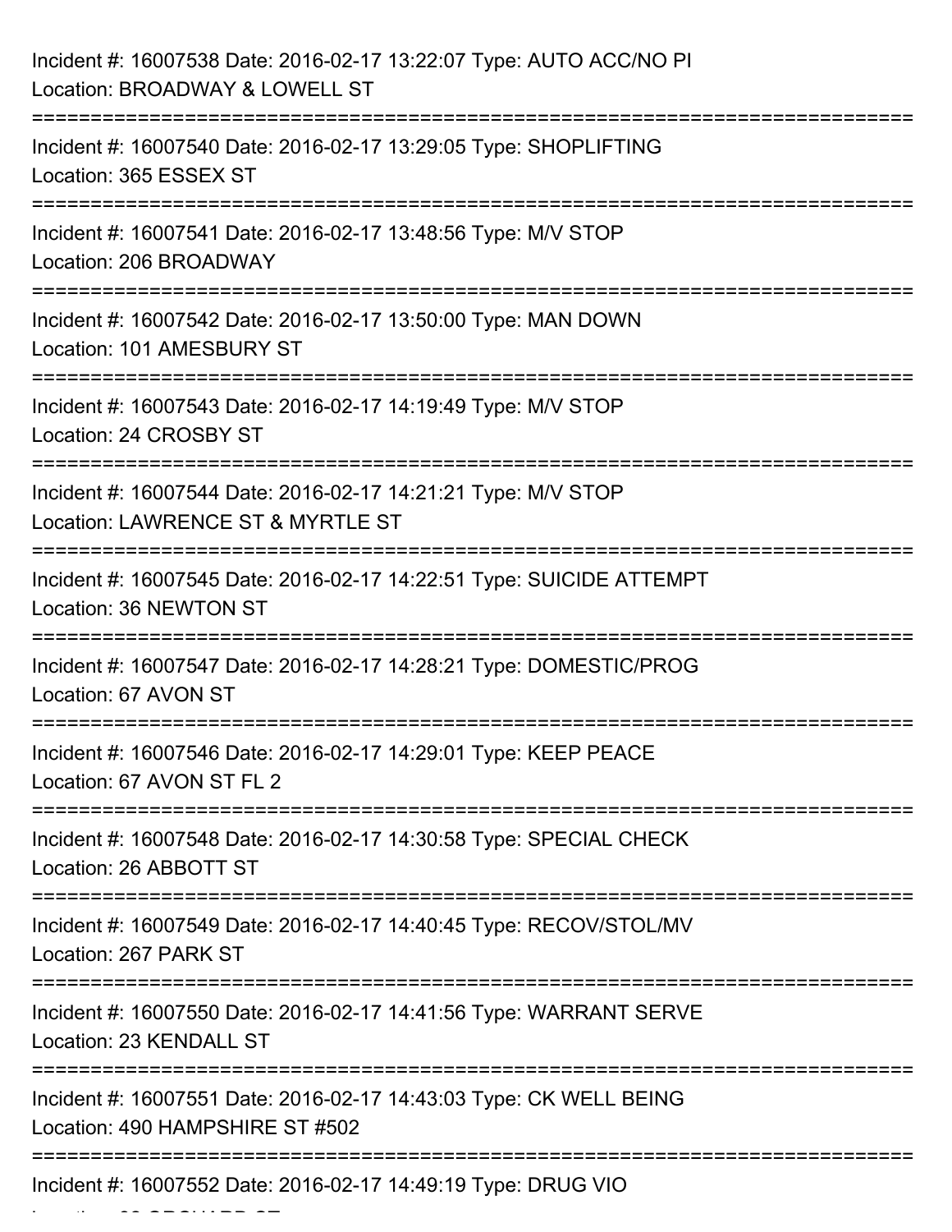Incident #: 16007538 Date: 2016-02-17 13:22:07 Type: AUTO ACC/NO PI
Location: BROADWAY & LOWELL ST

===========================================================================

Incident #: 16007540 Date: 2016-02-17 13:29:05 Type: SHOPLIFTING
Location: 365 ESSEX ST

===========================================================================

Incident #: 16007541 Date: 2016-02-17 13:48:56 Type: M/V STOP
Location: 206 BROADWAY

===========================================================================

Incident #: 16007542 Date: 2016-02-17 13:50:00 Type: MAN DOWN
Location: 101 AMESBURY ST

===========================================================================

Incident #: 16007543 Date: 2016-02-17 14:19:49 Type: M/V STOP
Location: 24 CROSBY ST

===========================================================================

Incident #: 16007544 Date: 2016-02-17 14:21:21 Type: M/V STOP
Location: LAWRENCE ST & MYRTLE ST

===========================================================================

Incident #: 16007545 Date: 2016-02-17 14:22:51 Type: SUICIDE ATTEMPT
Location: 36 NEWTON ST

===========================================================================

Incident #: 16007547 Date: 2016-02-17 14:28:21 Type: DOMESTIC/PROG
Location: 67 AVON ST

===========================================================================

Incident #: 16007546 Date: 2016-02-17 14:29:01 Type: KEEP PEACE
Location: 67 AVON ST FL 2

===========================================================================

Incident #: 16007548 Date: 2016-02-17 14:30:58 Type: SPECIAL CHECK
Location: 26 ABBOTT ST

===========================================================================

Incident #: 16007549 Date: 2016-02-17 14:40:45 Type: RECOV/STOL/MV
Location: 267 PARK ST

===========================================================================

Incident #: 16007550 Date: 2016-02-17 14:41:56 Type: WARRANT SERVE
Location: 23 KENDALL ST

===========================================================================

Incident #: 16007551 Date: 2016-02-17 14:43:03 Type: CK WELL BEING
Location: 490 HAMPSHIRE ST #502

===========================================================================

Incident #: 16007552 Date: 2016-02-17 14:49:19 Type: DRUG VIO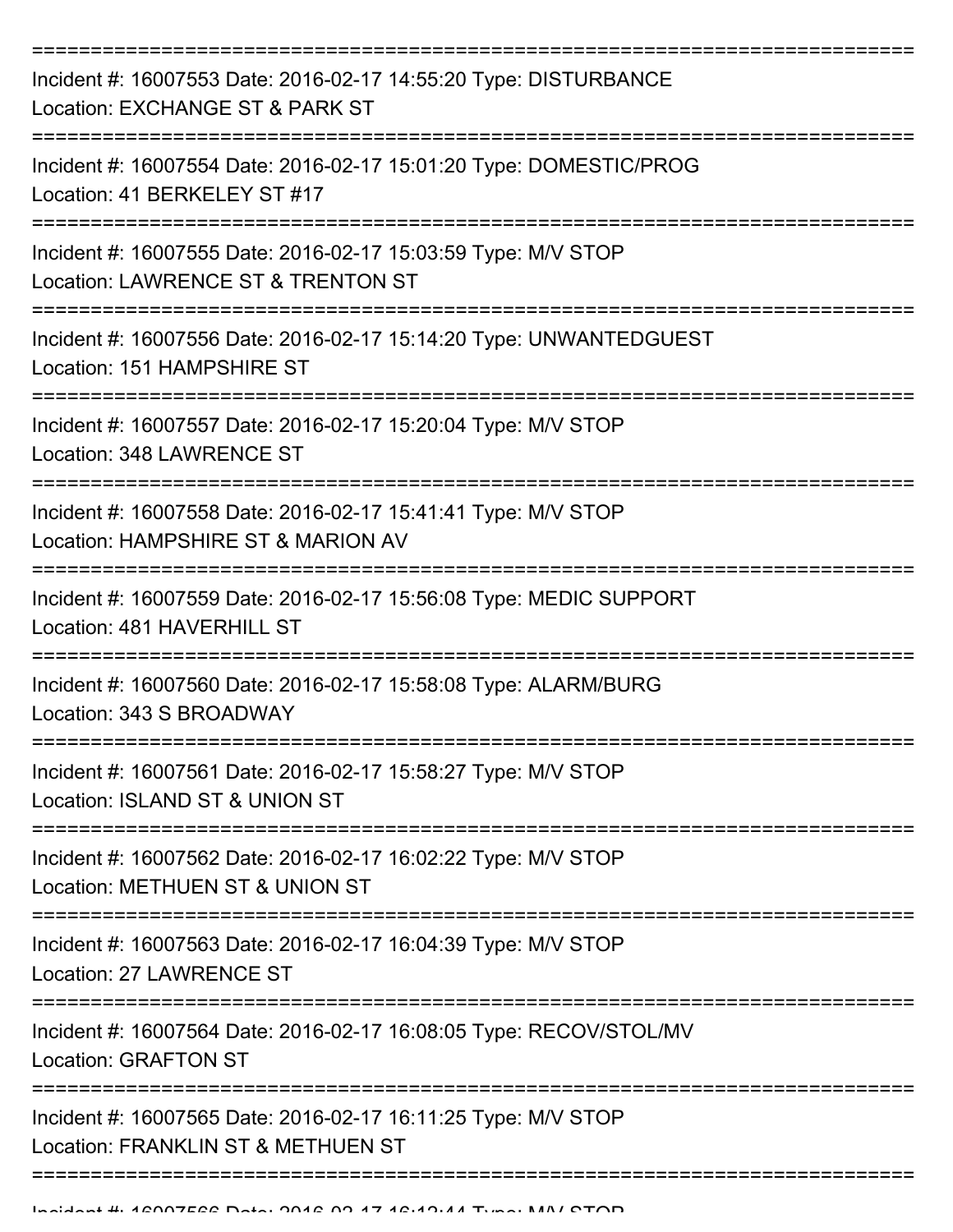Incident #: 16007553 Date: 2016-02-17 14:55:20 Type: DISTURBANCE
Location: EXCHANGE ST & PARK ST

Incident #: 16007554 Date: 2016-02-17 15:01:20 Type: DOMESTIC/PROG
Location: 41 BERKELEY ST #17

Incident #: 16007555 Date: 2016-02-17 15:03:59 Type: M/V STOP
Location: LAWRENCE ST & TRENTON ST

Incident #: 16007556 Date: 2016-02-17 15:14:20 Type: UNWANTEDGUEST
Location: 151 HAMPSHIRE ST

Incident #: 16007557 Date: 2016-02-17 15:20:04 Type: M/V STOP
Location: 348 LAWRENCE ST

Incident #: 16007558 Date: 2016-02-17 15:41:41 Type: M/V STOP
Location: HAMPSHIRE ST & MARION AV

Incident #: 16007559 Date: 2016-02-17 15:56:08 Type: MEDIC SUPPORT
Location: 481 HAVERHILL ST

Incident #: 16007560 Date: 2016-02-17 15:58:08 Type: ALARM/BURG
Location: 343 S BROADWAY

Incident #: 16007561 Date: 2016-02-17 15:58:27 Type: M/V STOP
Location: ISLAND ST & UNION ST

Incident #: 16007562 Date: 2016-02-17 16:02:22 Type: M/V STOP
Location: METHUEN ST & UNION ST

Incident #: 16007563 Date: 2016-02-17 16:04:39 Type: M/V STOP
Location: 27 LAWRENCE ST

Incident #: 16007564 Date: 2016-02-17 16:08:05 Type: RECOV/STOL/MV
Location: GRAFTON ST

Incident #: 16007565 Date: 2016-02-17 16:11:25 Type: M/V STOP
Location: FRANKLIN ST & METHUEN ST

Incident #: 16007566 Date: 2016-02-17 16:12:44 Type: M/V STOP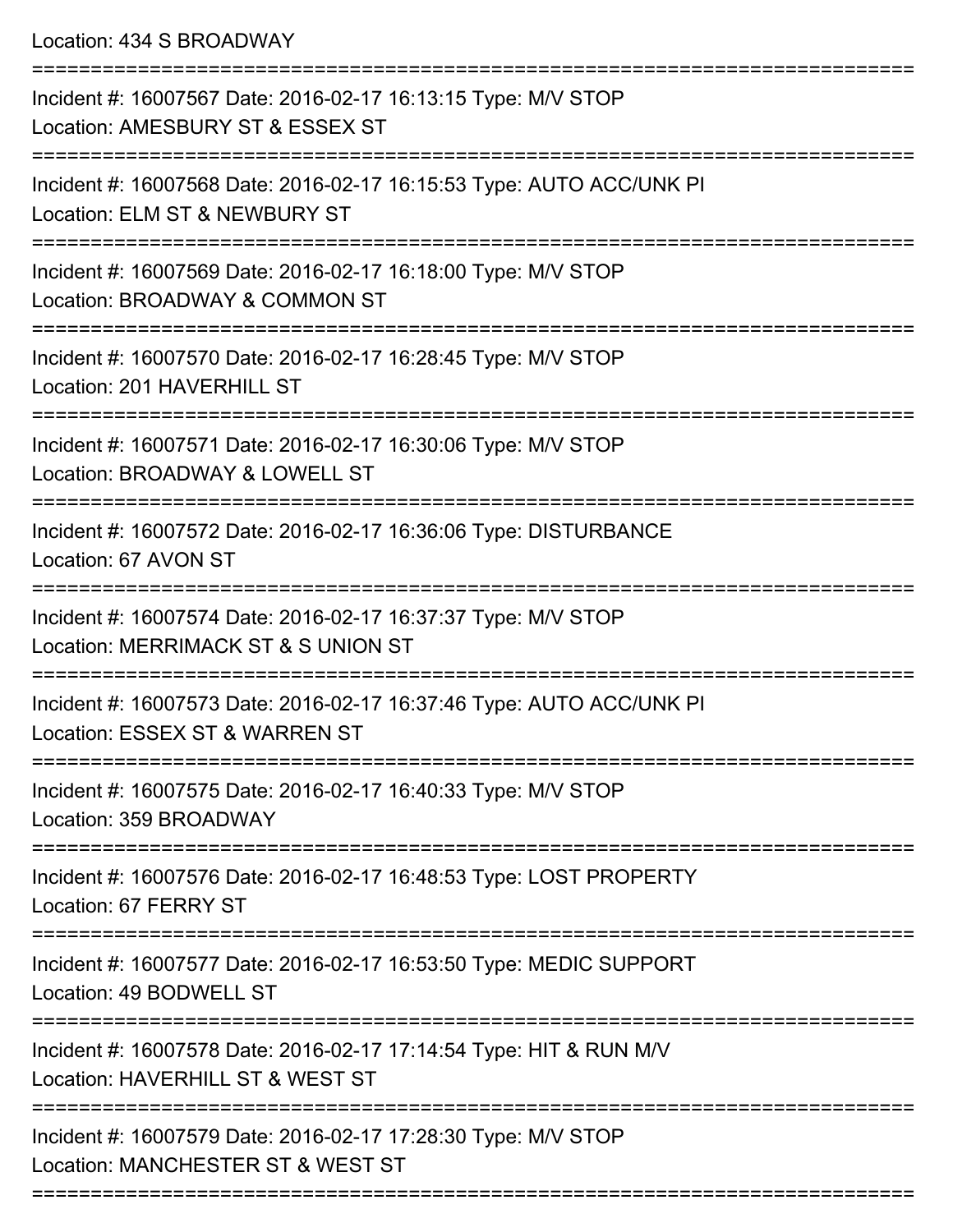Location: 434 S BROADWAY

===========================================================================

Incident #: 16007567 Date: 2016-02-17 16:13:15 Type: M/V STOP
Location: AMESBURY ST & ESSEX ST

===========================================================================

Incident #: 16007568 Date: 2016-02-17 16:15:53 Type: AUTO ACC/UNK PI
Location: ELM ST & NEWBURY ST

===========================================================================

Incident #: 16007569 Date: 2016-02-17 16:18:00 Type: M/V STOP
Location: BROADWAY & COMMON ST

===========================================================================

Incident #: 16007570 Date: 2016-02-17 16:28:45 Type: M/V STOP
Location: 201 HAVERHILL ST

===========================================================================

Incident #: 16007571 Date: 2016-02-17 16:30:06 Type: M/V STOP
Location: BROADWAY & LOWELL ST

===========================================================================

Incident #: 16007572 Date: 2016-02-17 16:36:06 Type: DISTURBANCE
Location: 67 AVON ST

===========================================================================

Incident #: 16007574 Date: 2016-02-17 16:37:37 Type: M/V STOP
Location: MERRIMACK ST & S UNION ST

===========================================================================

Incident #: 16007573 Date: 2016-02-17 16:37:46 Type: AUTO ACC/UNK PI
Location: ESSEX ST & WARREN ST

===========================================================================

Incident #: 16007575 Date: 2016-02-17 16:40:33 Type: M/V STOP
Location: 359 BROADWAY

===========================================================================

Incident #: 16007576 Date: 2016-02-17 16:48:53 Type: LOST PROPERTY
Location: 67 FERRY ST

===========================================================================

Incident #: 16007577 Date: 2016-02-17 16:53:50 Type: MEDIC SUPPORT
Location: 49 BODWELL ST

===========================================================================

Incident #: 16007578 Date: 2016-02-17 17:14:54 Type: HIT & RUN M/V
Location: HAVERHILL ST & WEST ST

===========================================================================

Incident #: 16007579 Date: 2016-02-17 17:28:30 Type: M/V STOP
Location: MANCHESTER ST & WEST ST

===========================================================================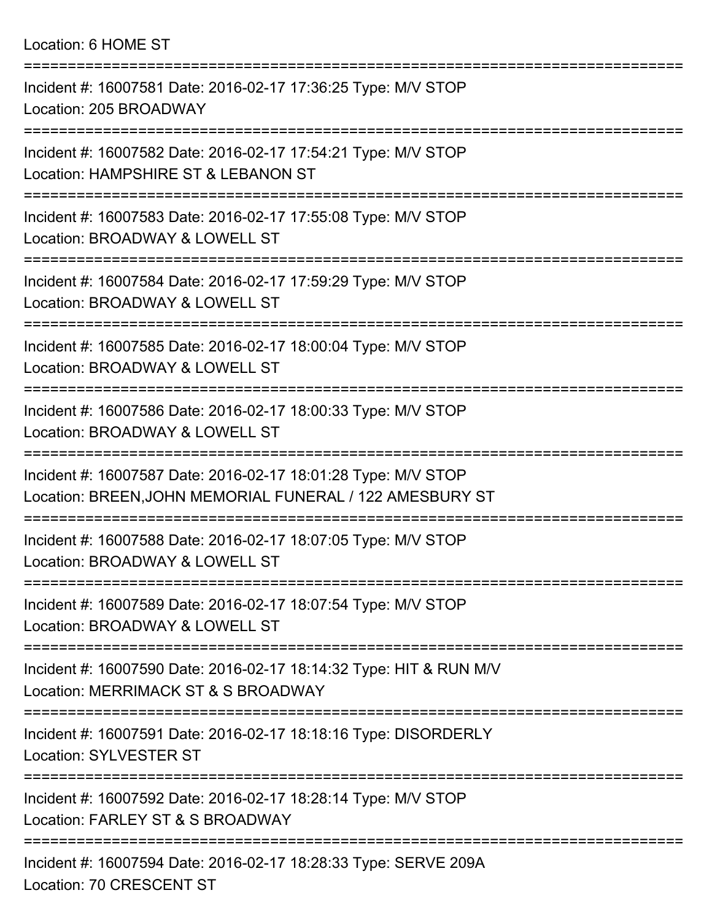Location: 6 HOME ST

===========================================================================

Incident #: 16007581 Date: 2016-02-17 17:36:25 Type: M/V STOP
Location: 205 BROADWAY

===========================================================================

Incident #: 16007582 Date: 2016-02-17 17:54:21 Type: M/V STOP
Location: HAMPSHIRE ST & LEBANON ST

===========================================================================

Incident #: 16007583 Date: 2016-02-17 17:55:08 Type: M/V STOP
Location: BROADWAY & LOWELL ST

===========================================================================

Incident #: 16007584 Date: 2016-02-17 17:59:29 Type: M/V STOP
Location: BROADWAY & LOWELL ST

===========================================================================

Incident #: 16007585 Date: 2016-02-17 18:00:04 Type: M/V STOP
Location: BROADWAY & LOWELL ST

===========================================================================

Incident #: 16007586 Date: 2016-02-17 18:00:33 Type: M/V STOP
Location: BROADWAY & LOWELL ST

===========================================================================

Incident #: 16007587 Date: 2016-02-17 18:01:28 Type: M/V STOP
Location: BREEN,JOHN MEMORIAL FUNERAL / 122 AMESBURY ST

===========================================================================

Incident #: 16007588 Date: 2016-02-17 18:07:05 Type: M/V STOP
Location: BROADWAY & LOWELL ST

===========================================================================

Incident #: 16007589 Date: 2016-02-17 18:07:54 Type: M/V STOP
Location: BROADWAY & LOWELL ST

===========================================================================

Incident #: 16007590 Date: 2016-02-17 18:14:32 Type: HIT & RUN M/V
Location: MERRIMACK ST & S BROADWAY

===========================================================================

Incident #: 16007591 Date: 2016-02-17 18:18:16 Type: DISORDERLY
Location: SYLVESTER ST

===========================================================================

Incident #: 16007592 Date: 2016-02-17 18:28:14 Type: M/V STOP
Location: FARLEY ST & S BROADWAY

===========================================================================

Incident #: 16007594 Date: 2016-02-17 18:28:33 Type: SERVE 209A
Location: 70 CRESCENT ST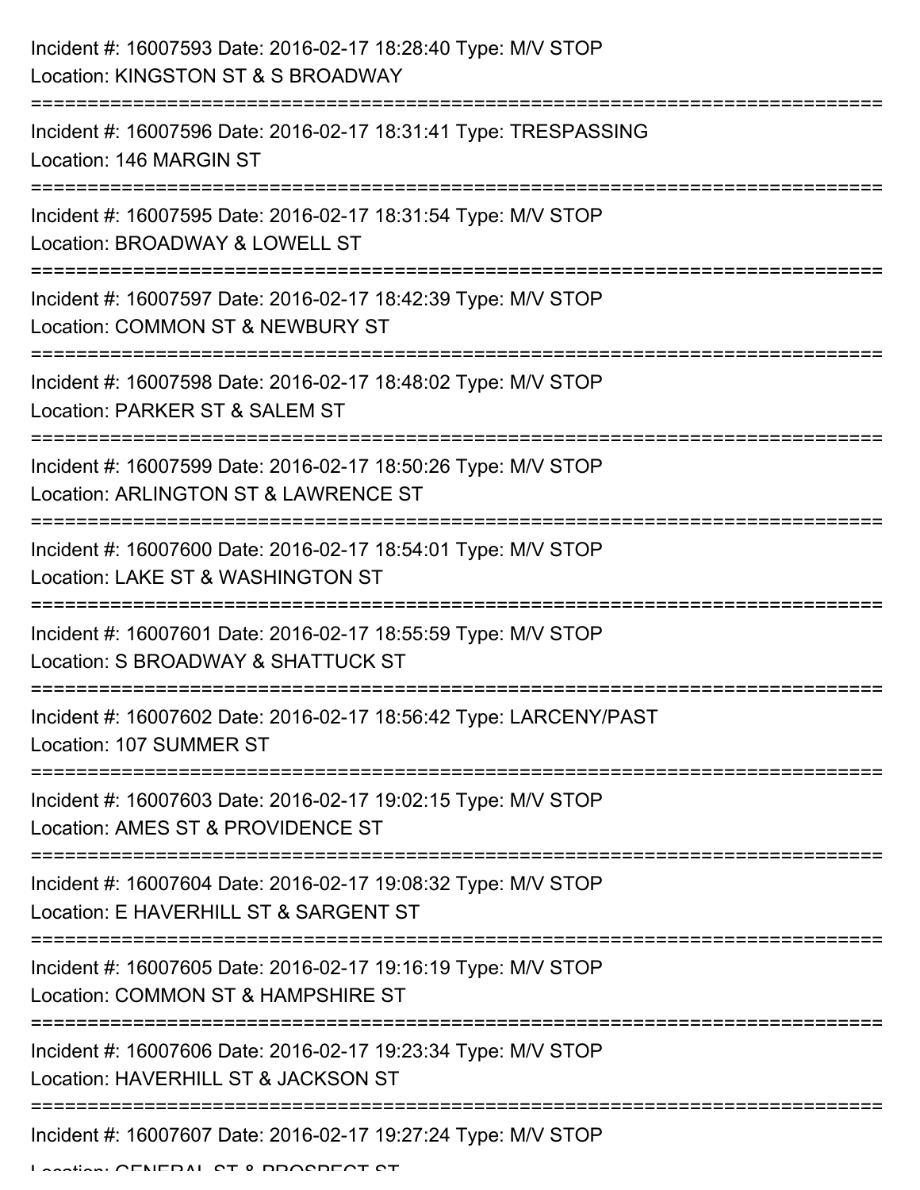Incident #: 16007593 Date: 2016-02-17 18:28:40 Type: M/V STOP
Location: KINGSTON ST & S BROADWAY
===========================================================================
Incident #: 16007596 Date: 2016-02-17 18:31:41 Type: TRESPASSING
Location: 146 MARGIN ST
===========================================================================
Incident #: 16007595 Date: 2016-02-17 18:31:54 Type: M/V STOP
Location: BROADWAY & LOWELL ST
===========================================================================
Incident #: 16007597 Date: 2016-02-17 18:42:39 Type: M/V STOP
Location: COMMON ST & NEWBURY ST
===========================================================================
Incident #: 16007598 Date: 2016-02-17 18:48:02 Type: M/V STOP
Location: PARKER ST & SALEM ST
===========================================================================
Incident #: 16007599 Date: 2016-02-17 18:50:26 Type: M/V STOP
Location: ARLINGTON ST & LAWRENCE ST
===========================================================================
Incident #: 16007600 Date: 2016-02-17 18:54:01 Type: M/V STOP
Location: LAKE ST & WASHINGTON ST
===========================================================================
Incident #: 16007601 Date: 2016-02-17 18:55:59 Type: M/V STOP
Location: S BROADWAY & SHATTUCK ST
===========================================================================
Incident #: 16007602 Date: 2016-02-17 18:56:42 Type: LARCENY/PAST
Location: 107 SUMMER ST
===========================================================================
Incident #: 16007603 Date: 2016-02-17 19:02:15 Type: M/V STOP
Location: AMES ST & PROVIDENCE ST
===========================================================================
Incident #: 16007604 Date: 2016-02-17 19:08:32 Type: M/V STOP
Location: E HAVERHILL ST & SARGENT ST
===========================================================================
Incident #: 16007605 Date: 2016-02-17 19:16:19 Type: M/V STOP
Location: COMMON ST & HAMPSHIRE ST
===========================================================================
Incident #: 16007606 Date: 2016-02-17 19:23:34 Type: M/V STOP
Location: HAVERHILL ST & JACKSON ST
===========================================================================
Incident #: 16007607 Date: 2016-02-17 19:27:24 Type: M/V STOP
Location: GENERAL ST & PROSPECT ST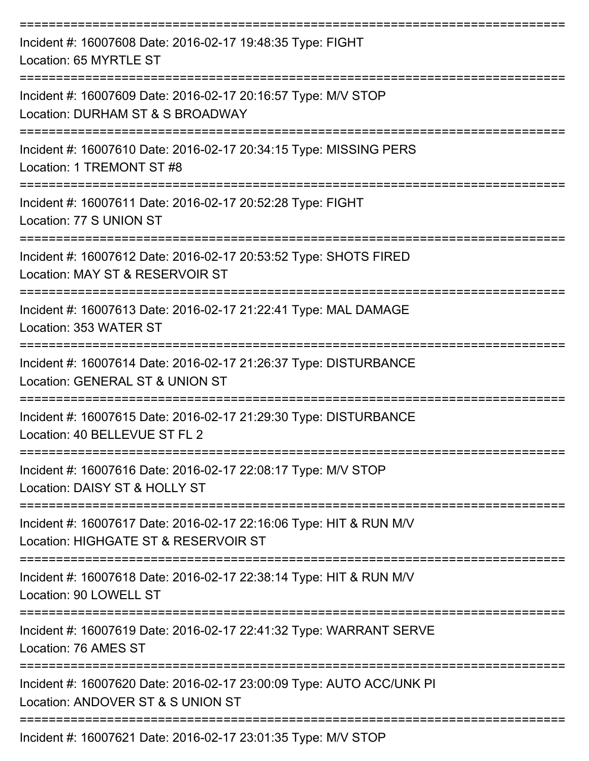===========================================================================

Incident #: 16007608 Date: 2016-02-17 19:48:35 Type: FIGHT
Location: 65 MYRTLE ST

===========================================================================

Incident #: 16007609 Date: 2016-02-17 20:16:57 Type: M/V STOP
Location: DURHAM ST & S BROADWAY

===========================================================================

Incident #: 16007610 Date: 2016-02-17 20:34:15 Type: MISSING PERS
Location: 1 TREMONT ST #8

===========================================================================

Incident #: 16007611 Date: 2016-02-17 20:52:28 Type: FIGHT
Location: 77 S UNION ST

===========================================================================

Incident #: 16007612 Date: 2016-02-17 20:53:52 Type: SHOTS FIRED
Location: MAY ST & RESERVOIR ST

===========================================================================

Incident #: 16007613 Date: 2016-02-17 21:22:41 Type: MAL DAMAGE
Location: 353 WATER ST

===========================================================================

Incident #: 16007614 Date: 2016-02-17 21:26:37 Type: DISTURBANCE
Location: GENERAL ST & UNION ST

===========================================================================

Incident #: 16007615 Date: 2016-02-17 21:29:30 Type: DISTURBANCE
Location: 40 BELLEVUE ST FL 2

===========================================================================

Incident #: 16007616 Date: 2016-02-17 22:08:17 Type: M/V STOP
Location: DAISY ST & HOLLY ST

===========================================================================

Incident #: 16007617 Date: 2016-02-17 22:16:06 Type: HIT & RUN M/V
Location: HIGHGATE ST & RESERVOIR ST

===========================================================================

Incident #: 16007618 Date: 2016-02-17 22:38:14 Type: HIT & RUN M/V
Location: 90 LOWELL ST

===========================================================================

Incident #: 16007619 Date: 2016-02-17 22:41:32 Type: WARRANT SERVE
Location: 76 AMES ST

===========================================================================

Incident #: 16007620 Date: 2016-02-17 23:00:09 Type: AUTO ACC/UNK PI
Location: ANDOVER ST & S UNION ST

===========================================================================

Incident #: 16007621 Date: 2016-02-17 23:01:35 Type: M/V STOP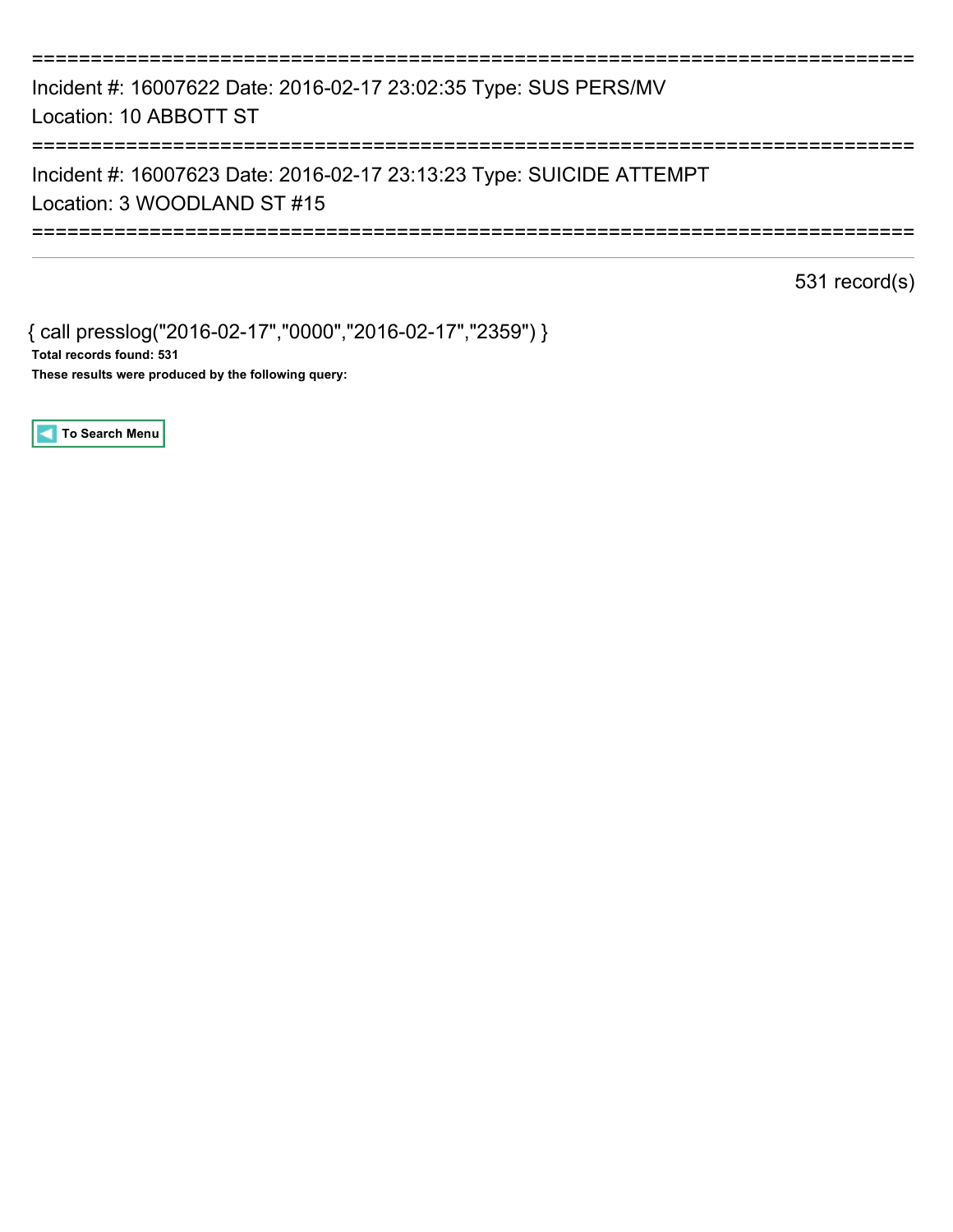===========================================================================

Incident #: 16007622 Date: 2016-02-17 23:02:35 Type: SUS PERS/MV

Location: 10 ABBOTT ST

===========================================================================

Incident #: 16007623 Date: 2016-02-17 23:13:23 Type: SUICIDE ATTEMPT

Location: 3 WOODLAND ST #15

===========================================================================

---

531 record(s)

{ call presslog("2016-02-17","0000","2016-02-17","2359") }

**Total records found: 531**

**These results were produced by the following query:**

**To Search Menu**